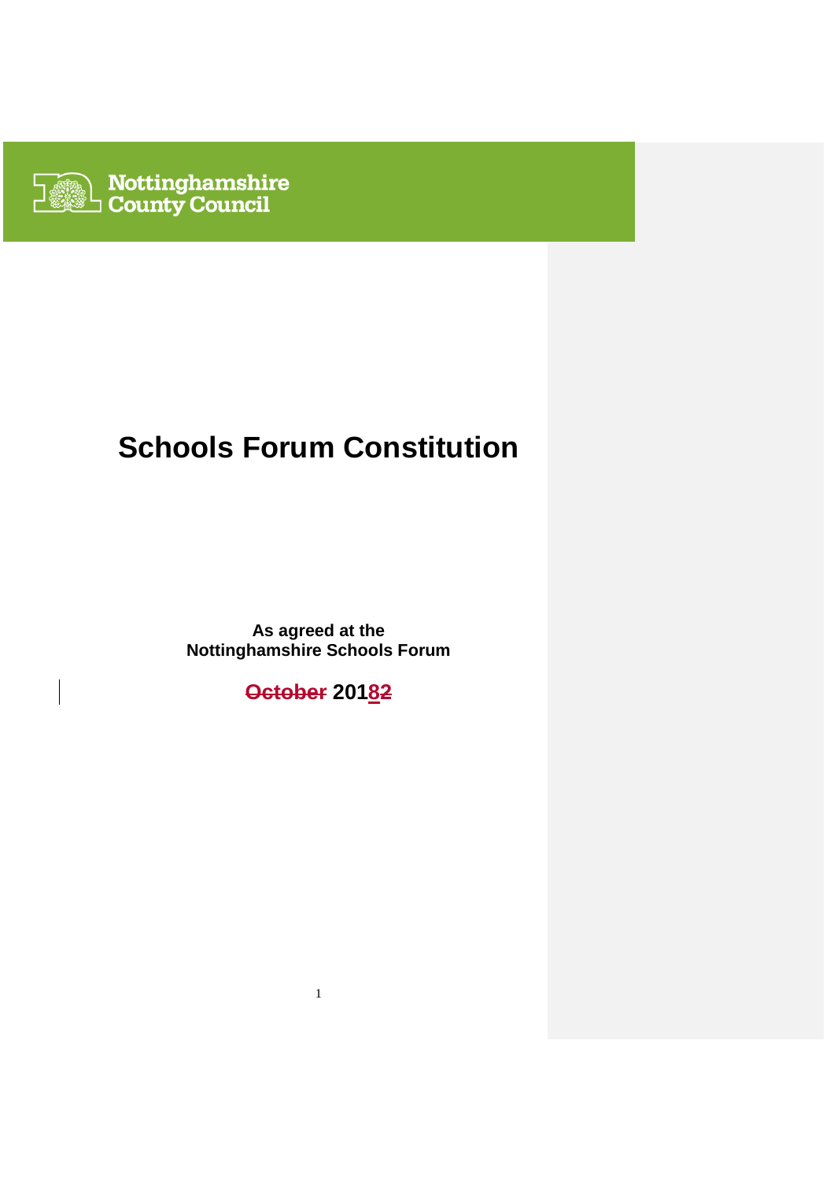Nottinghamshire County Council

# Schools Forum Constitution

**As agreed at the**
**Nottinghamshire Schools Forum**

**~~October~~ 2018~~2~~**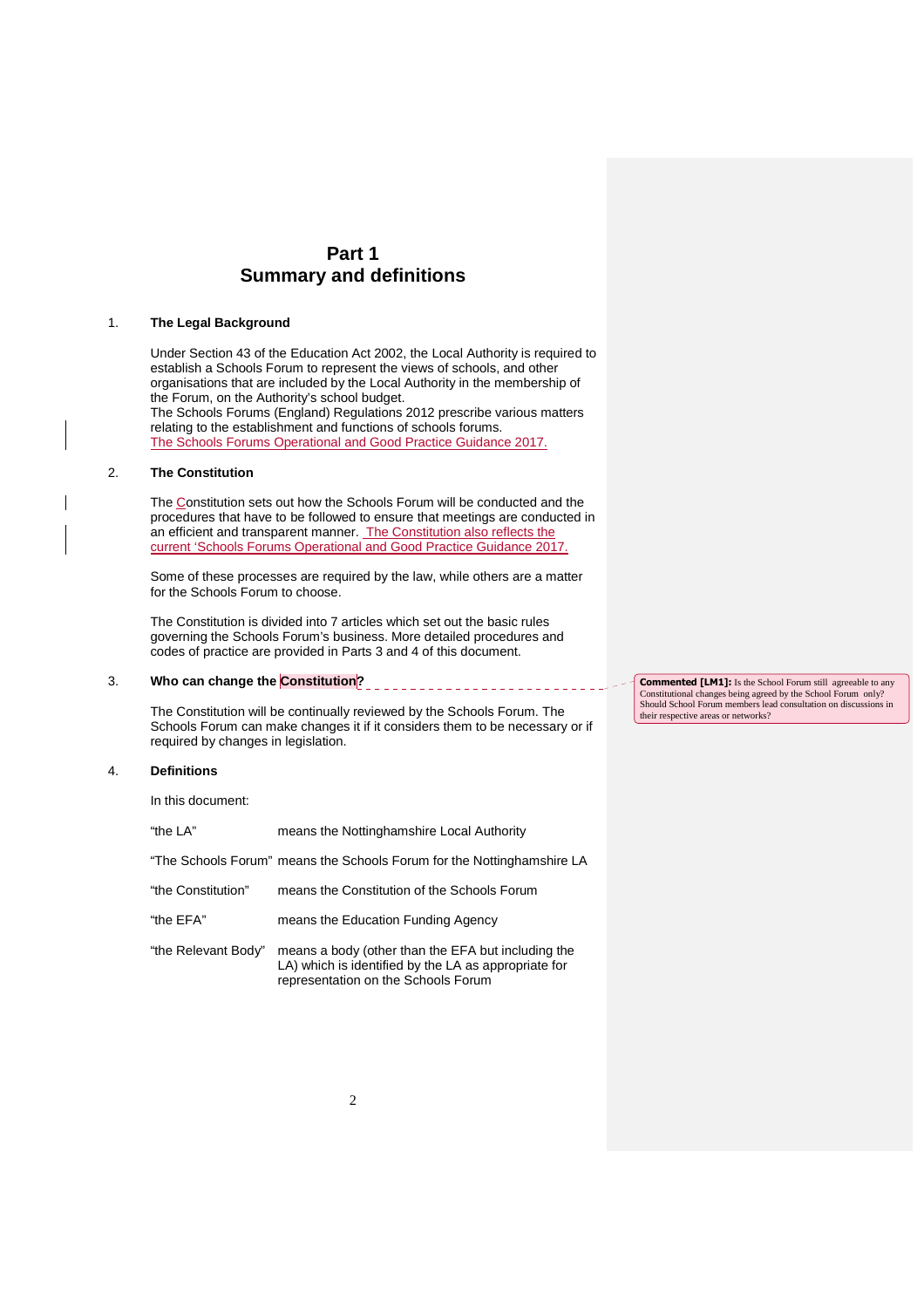# Part 1
# Summary and definitions

1. **The Legal Background**

   Under Section 43 of the Education Act 2002, the Local Authority is required to establish a Schools Forum to represent the views of schools, and other organisations that are included by the Local Authority in the membership of the Forum, on the Authority's school budget.
   The Schools Forums (England) Regulations 2012 prescribe various matters relating to the establishment and functions of schools forums.
   The Schools Forums Operational and Good Practice Guidance 2017.

2. **The Constitution**

   The Constitution sets out how the Schools Forum will be conducted and the procedures that have to be followed to ensure that meetings are conducted in an efficient and transparent manner. The Constitution also reflects the current 'Schools Forums Operational and Good Practice Guidance 2017.

   Some of these processes are required by the law, while others are a matter for the Schools Forum to choose.

   The Constitution is divided into 7 articles which set out the basic rules governing the Schools Forum's business. More detailed procedures and codes of practice are provided in Parts 3 and 4 of this document.

3. **Who can change the Constitution?**

   The Constitution will be continually reviewed by the Schools Forum. The Schools Forum can make changes it if it considers them to be necessary or if required by changes in legislation.

   > **Commented [LM1]:** Is the School Forum still agreeable to any Constitutional changes being agreed by the School Forum only? Should School Forum members lead consultation on discussions in their respective areas or networks?

4. **Definitions**

   In this document:

| | |
|---|---|
| "the LA" | means the Nottinghamshire Local Authority |
| "The Schools Forum" | means the Schools Forum for the Nottinghamshire LA |
| "the Constitution" | means the Constitution of the Schools Forum |
| "the EFA" | means the Education Funding Agency |
| "the Relevant Body" | means a body (other than the EFA but including the LA) which is identified by the LA as appropriate for representation on the Schools Forum |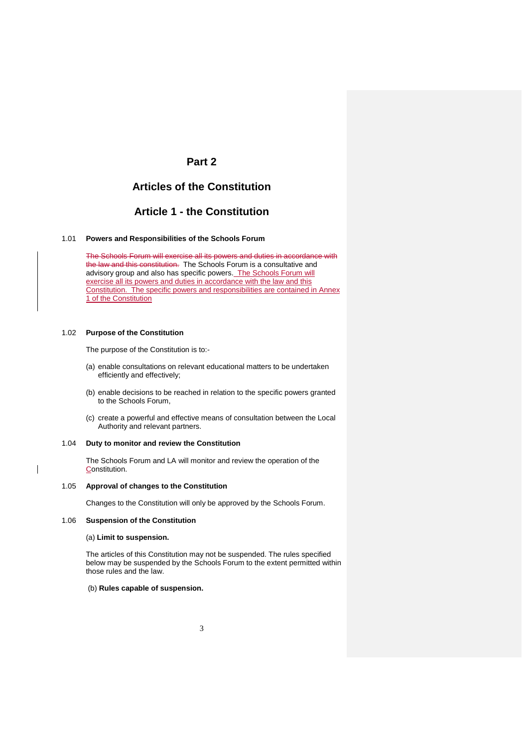# Part 2

## Articles of the Constitution

## Article 1 - the Constitution

1.01 **Powers and Responsibilities of the Schools Forum**

~~The Schools Forum will exercise all its powers and duties in accordance with the law and this constitution.~~ The Schools Forum is a consultative and advisory group and also has specific powers. The Schools Forum will exercise all its powers and duties in accordance with the law and this Constitution. The specific powers and responsibilities are contained in Annex 1 of the Constitution

1.02 **Purpose of the Constitution**

The purpose of the Constitution is to:-

(a) enable consultations on relevant educational matters to be undertaken efficiently and effectively;

(b) enable decisions to be reached in relation to the specific powers granted to the Schools Forum,

(c) create a powerful and effective means of consultation between the Local Authority and relevant partners.

1.04 **Duty to monitor and review the Constitution**

The Schools Forum and LA will monitor and review the operation of the Constitution.

1.05 **Approval of changes to the Constitution**

Changes to the Constitution will only be approved by the Schools Forum.

1.06 **Suspension of the Constitution**

(a) **Limit to suspension.**

The articles of this Constitution may not be suspended. The rules specified below may be suspended by the Schools Forum to the extent permitted within those rules and the law.

(b) **Rules capable of suspension.**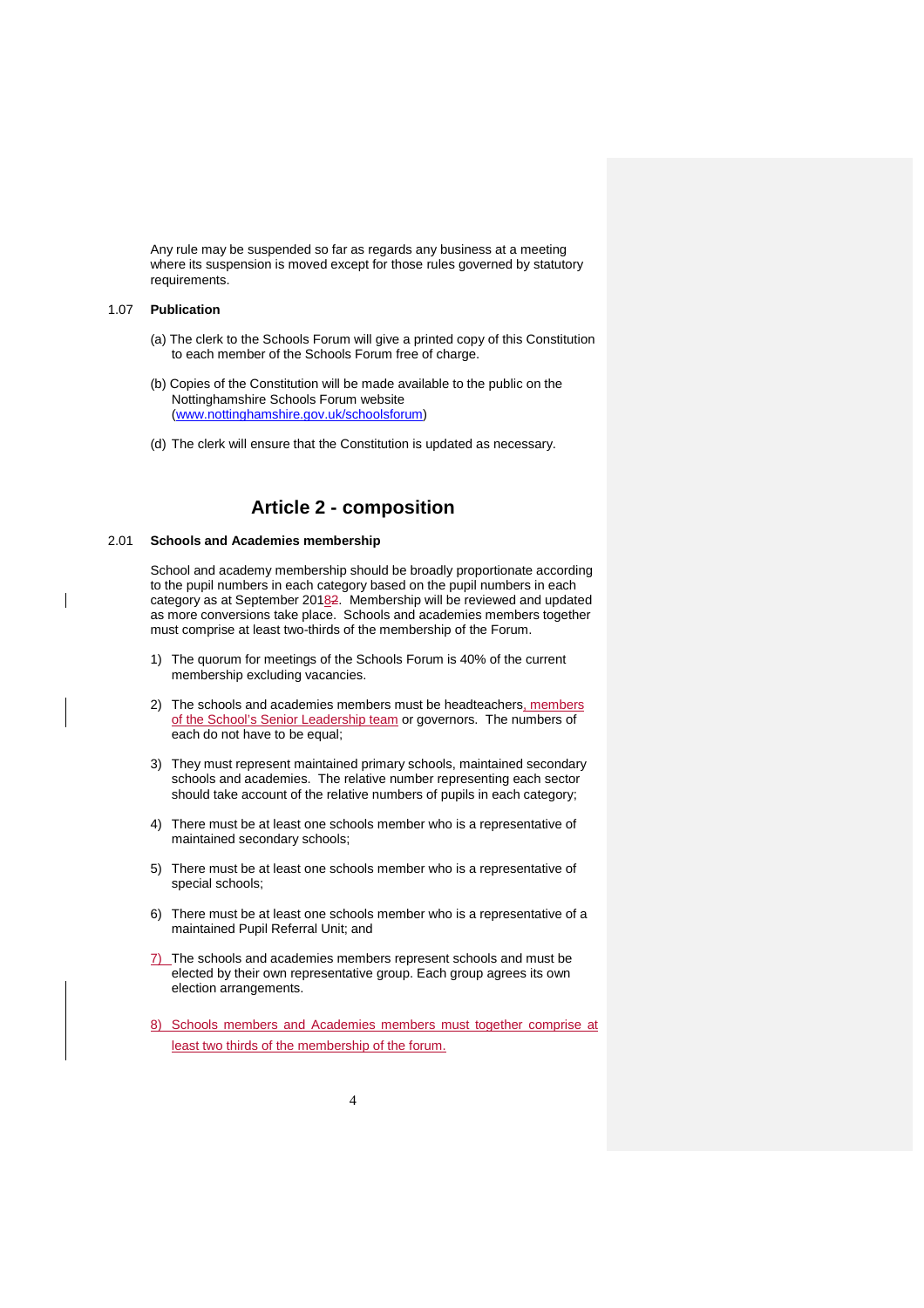Any rule may be suspended so far as regards any business at a meeting where its suspension is moved except for those rules governed by statutory requirements.

1.07 **Publication**

(a) The clerk to the Schools Forum will give a printed copy of this Constitution to each member of the Schools Forum free of charge.

(b) Copies of the Constitution will be made available to the public on the Nottinghamshire Schools Forum website (www.nottinghamshire.gov.uk/schoolsforum)

(d) The clerk will ensure that the Constitution is updated as necessary.

## Article 2 - composition

2.01 **Schools and Academies membership**

School and academy membership should be broadly proportionate according to the pupil numbers in each category based on the pupil numbers in each category as at September 20182. Membership will be reviewed and updated as more conversions take place. Schools and academies members together must comprise at least two-thirds of the membership of the Forum.

1) The quorum for meetings of the Schools Forum is 40% of the current membership excluding vacancies.

2) The schools and academies members must be headteachers, members of the School's Senior Leadership team or governors. The numbers of each do not have to be equal;

3) They must represent maintained primary schools, maintained secondary schools and academies. The relative number representing each sector should take account of the relative numbers of pupils in each category;

4) There must be at least one schools member who is a representative of maintained secondary schools;

5) There must be at least one schools member who is a representative of special schools;

6) There must be at least one schools member who is a representative of a maintained Pupil Referral Unit; and

7) The schools and academies members represent schools and must be elected by their own representative group. Each group agrees its own election arrangements.

8) Schools members and Academies members must together comprise at least two thirds of the membership of the forum.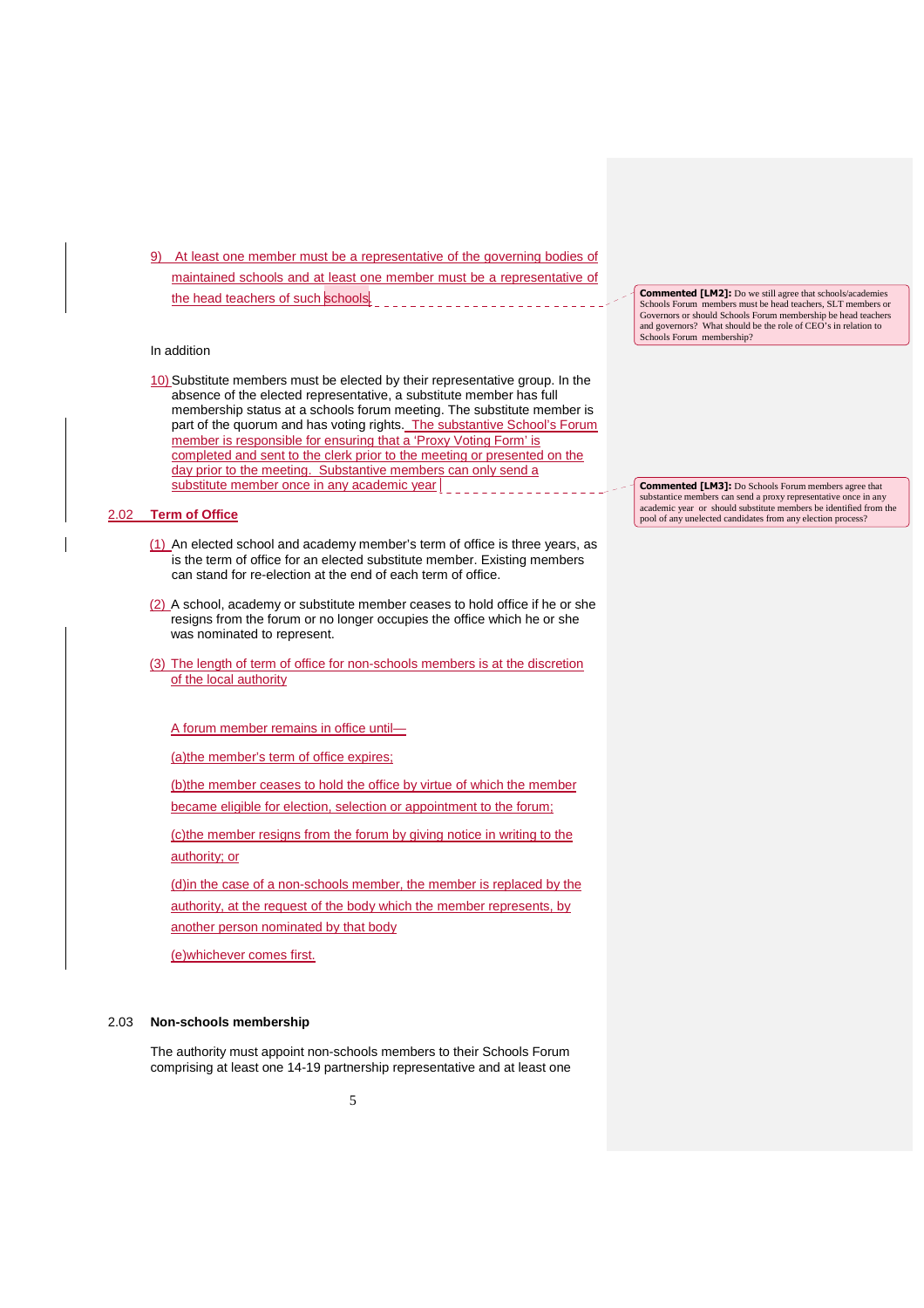9) At least one member must be a representative of the governing bodies of maintained schools and at least one member must be a representative of the head teachers of such schools.

**Commented [LM2]:** Do we still agree that schools/academies Schools Forum members must be head teachers, SLT members or Governors or should Schools Forum membership be head teachers and governors? What should be the role of CEO's in relation to Schools Forum membership?

In addition

10) Substitute members must be elected by their representative group. In the absence of the elected representative, a substitute member has full membership status at a schools forum meeting. The substitute member is part of the quorum and has voting rights. The substantive School's Forum member is responsible for ensuring that a 'Proxy Voting Form' is completed and sent to the clerk prior to the meeting or presented on the day prior to the meeting. Substantive members can only send a substitute member once in any academic year

**Commented [LM3]:** Do Schools Forum members agree that substantice members can send a proxy representative once in any academic year or should substitute members be identified from the pool of any unelected candidates from any election process?

## 2.02 Term of Office

(1) An elected school and academy member's term of office is three years, as is the term of office for an elected substitute member. Existing members can stand for re-election at the end of each term of office.

(2) A school, academy or substitute member ceases to hold office if he or she resigns from the forum or no longer occupies the office which he or she was nominated to represent.

(3) The length of term of office for non-schools members is at the discretion of the local authority

A forum member remains in office until—

(a)the member's term of office expires;

(b)the member ceases to hold the office by virtue of which the member became eligible for election, selection or appointment to the forum;

(c)the member resigns from the forum by giving notice in writing to the authority; or

(d)in the case of a non-schools member, the member is replaced by the authority, at the request of the body which the member represents, by another person nominated by that body

(e)whichever comes first.

## 2.03 Non-schools membership

The authority must appoint non-schools members to their Schools Forum comprising at least one 14-19 partnership representative and at least one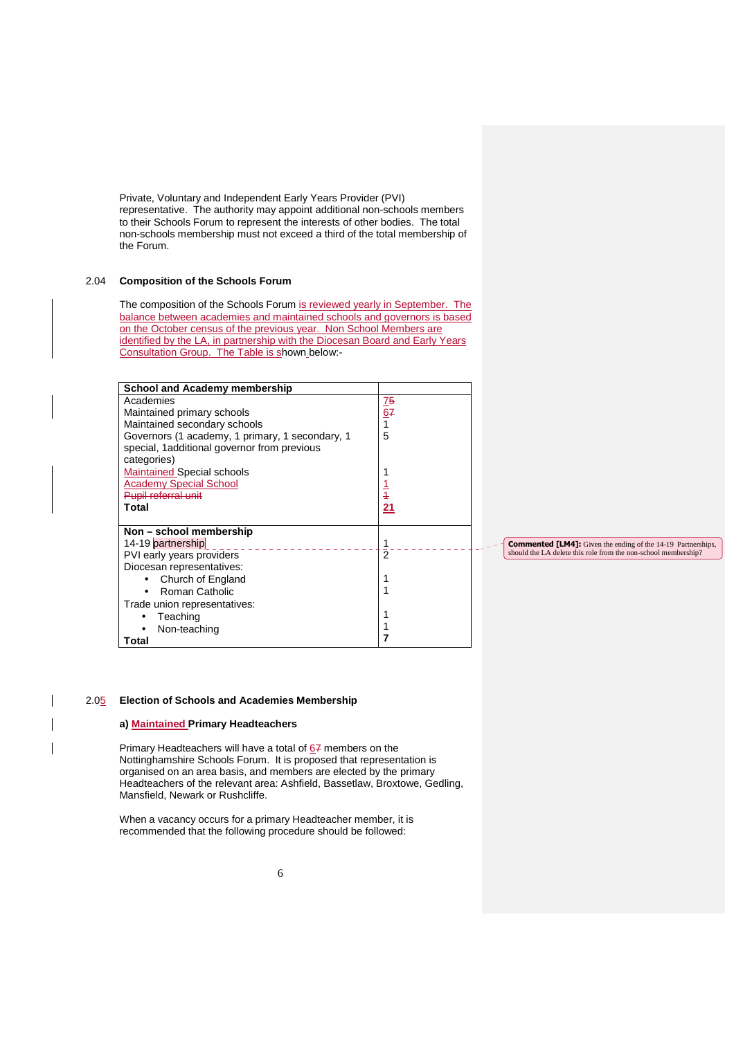Private, Voluntary and Independent Early Years Provider (PVI) representative. The authority may appoint additional non-schools members to their Schools Forum to represent the interests of other bodies. The total non-schools membership must not exceed a third of the total membership of the Forum.

## 2.04 Composition of the Schools Forum

The composition of the Schools Forum is reviewed yearly in September. The balance between academies and maintained schools and governors is based on the October census of the previous year. Non School Members are identified by the LA, in partnership with the Diocesan Board and Early Years Consultation Group. The Table is shown below:-

| School and Academy membership | |
|---|---|
| Academies | 7 |
| Maintained primary schools | 6 |
| Maintained secondary schools | 1 |
| Governors (1 academy, 1 primary, 1 secondary, 1 special, 1additional governor from previous categories) | 5 |
| Maintained Special schools | 1 |
| Academy Special School | 1 |
| **Total** | **21** |
| **Non – school membership** | |
| 14-19 partnership | 1 |
| PVI early years providers | 2 |
| Diocesan representatives: | |
| • Church of England | 1 |
| • Roman Catholic | 1 |
| Trade union representatives: | |
| • Teaching | 1 |
| • Non-teaching | 1 |
| **Total** | **7** |

**Commented [LM4]:** Given the ending of the 14-19 Partnerships, should the LA delete this role from the non-school membership?

## 2.05 Election of Schools and Academies Membership

### a) Maintained Primary Headteachers

Primary Headteachers will have a total of 6 members on the Nottinghamshire Schools Forum. It is proposed that representation is organised on an area basis, and members are elected by the primary Headteachers of the relevant area: Ashfield, Bassetlaw, Broxtowe, Gedling, Mansfield, Newark or Rushcliffe.

When a vacancy occurs for a primary Headteacher member, it is recommended that the following procedure should be followed: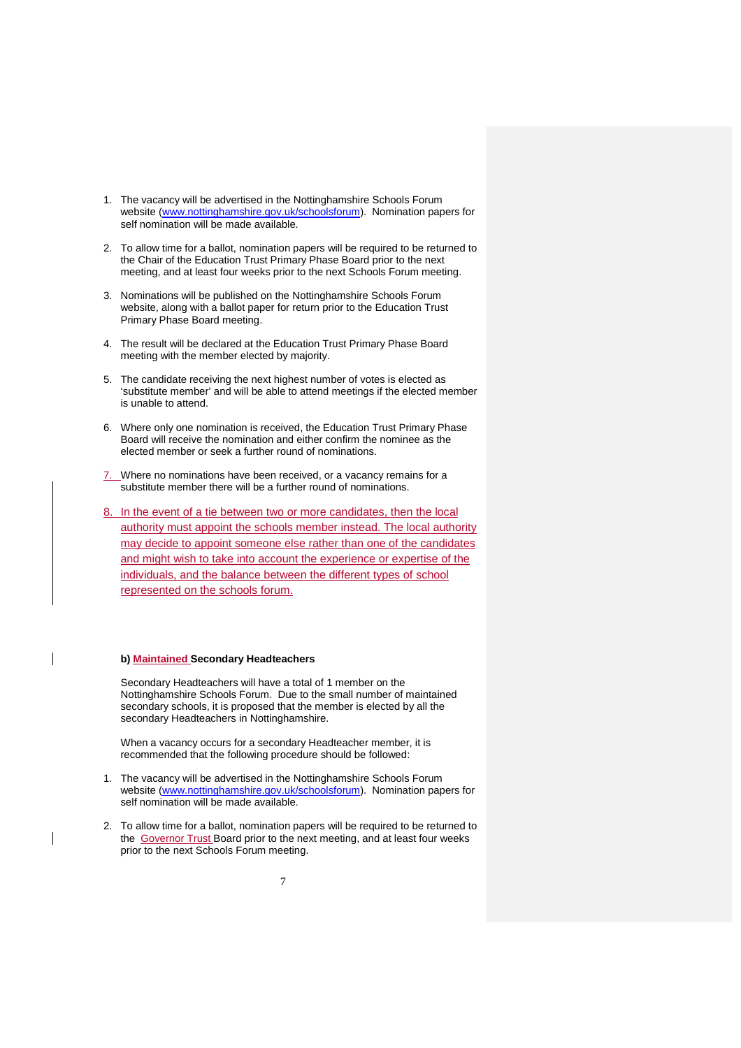1. The vacancy will be advertised in the Nottinghamshire Schools Forum website (www.nottinghamshire.gov.uk/schoolsforum). Nomination papers for self nomination will be made available.

2. To allow time for a ballot, nomination papers will be required to be returned to the Chair of the Education Trust Primary Phase Board prior to the next meeting, and at least four weeks prior to the next Schools Forum meeting.

3. Nominations will be published on the Nottinghamshire Schools Forum website, along with a ballot paper for return prior to the Education Trust Primary Phase Board meeting.

4. The result will be declared at the Education Trust Primary Phase Board meeting with the member elected by majority.

5. The candidate receiving the next highest number of votes is elected as 'substitute member' and will be able to attend meetings if the elected member is unable to attend.

6. Where only one nomination is received, the Education Trust Primary Phase Board will receive the nomination and either confirm the nominee as the elected member or seek a further round of nominations.

7. Where no nominations have been received, or a vacancy remains for a substitute member there will be a further round of nominations.

8. In the event of a tie between two or more candidates, then the local authority must appoint the schools member instead. The local authority may decide to appoint someone else rather than one of the candidates and might wish to take into account the experience or expertise of the individuals, and the balance between the different types of school represented on the schools forum.

**b) Maintained Secondary Headteachers**

Secondary Headteachers will have a total of 1 member on the Nottinghamshire Schools Forum. Due to the small number of maintained secondary schools, it is proposed that the member is elected by all the secondary Headteachers in Nottinghamshire.

When a vacancy occurs for a secondary Headteacher member, it is recommended that the following procedure should be followed:

1. The vacancy will be advertised in the Nottinghamshire Schools Forum website (www.nottinghamshire.gov.uk/schoolsforum). Nomination papers for self nomination will be made available.

2. To allow time for a ballot, nomination papers will be required to be returned to the Governor Trust Board prior to the next meeting, and at least four weeks prior to the next Schools Forum meeting.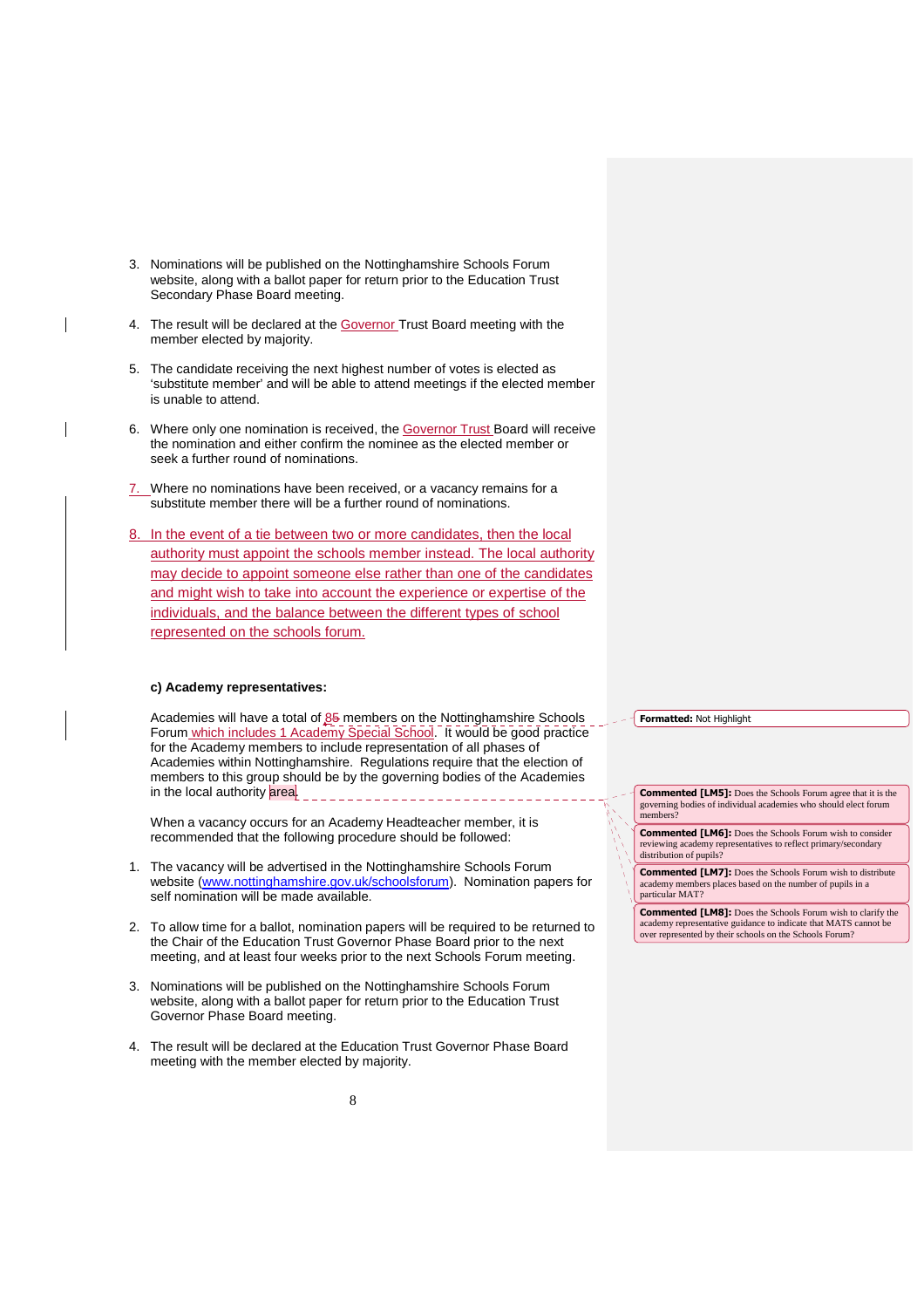3. Nominations will be published on the Nottinghamshire Schools Forum website, along with a ballot paper for return prior to the Education Trust Secondary Phase Board meeting.

4. The result will be declared at the Governor Trust Board meeting with the member elected by majority.

5. The candidate receiving the next highest number of votes is elected as 'substitute member' and will be able to attend meetings if the elected member is unable to attend.

6. Where only one nomination is received, the Governor Trust Board will receive the nomination and either confirm the nominee as the elected member or seek a further round of nominations.

7. Where no nominations have been received, or a vacancy remains for a substitute member there will be a further round of nominations.

8. In the event of a tie between two or more candidates, then the local authority must appoint the schools member instead. The local authority may decide to appoint someone else rather than one of the candidates and might wish to take into account the experience or expertise of the individuals, and the balance between the different types of school represented on the schools forum.

**c) Academy representatives:**

Academies will have a total of 85 members on the Nottinghamshire Schools Forum which includes 1 Academy Special School. It would be good practice for the Academy members to include representation of all phases of Academies within Nottinghamshire. Regulations require that the election of members to this group should be by the governing bodies of the Academies in the local authority area.

When a vacancy occurs for an Academy Headteacher member, it is recommended that the following procedure should be followed:

1. The vacancy will be advertised in the Nottinghamshire Schools Forum website (www.nottinghamshire.gov.uk/schoolsforum). Nomination papers for self nomination will be made available.

2. To allow time for a ballot, nomination papers will be required to be returned to the Chair of the Education Trust Governor Phase Board prior to the next meeting, and at least four weeks prior to the next Schools Forum meeting.

3. Nominations will be published on the Nottinghamshire Schools Forum website, along with a ballot paper for return prior to the Education Trust Governor Phase Board meeting.

4. The result will be declared at the Education Trust Governor Phase Board meeting with the member elected by majority.

**Formatted:** Not Highlight

**Commented [LM5]:** Does the Schools Forum agree that it is the governing bodies of individual academies who should elect forum members?

**Commented [LM6]:** Does the Schools Forum wish to consider reviewing academy representatives to reflect primary/secondary distribution of pupils?

**Commented [LM7]:** Does the Schools Forum wish to distribute academy members places based on the number of pupils in a particular MAT?

**Commented [LM8]:** Does the Schools Forum wish to clarify the academy representative guidance to indicate that MATS cannot be over represented by their schools on the Schools Forum?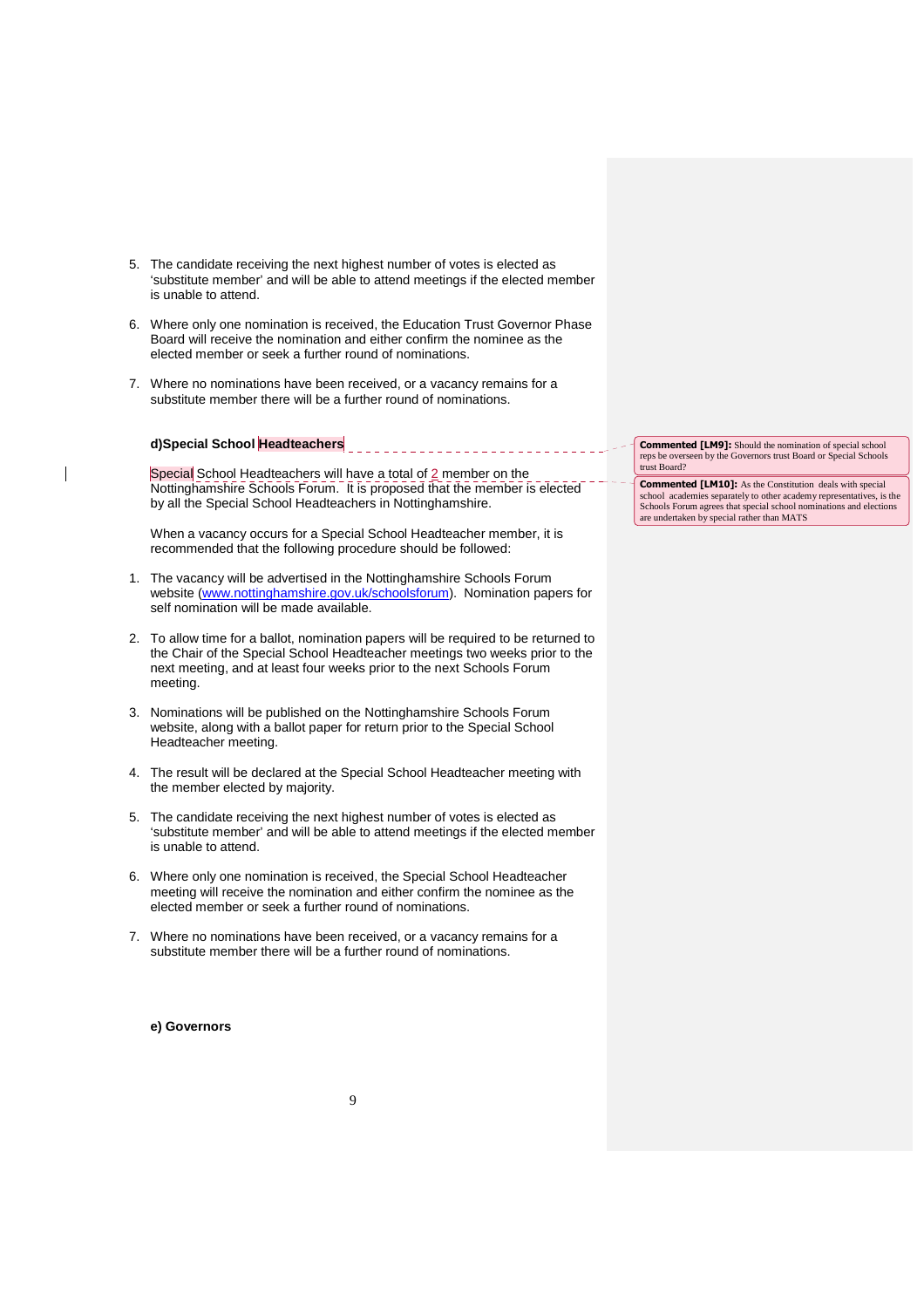5. The candidate receiving the next highest number of votes is elected as 'substitute member' and will be able to attend meetings if the elected member is unable to attend.

6. Where only one nomination is received, the Education Trust Governor Phase Board will receive the nomination and either confirm the nominee as the elected member or seek a further round of nominations.

7. Where no nominations have been received, or a vacancy remains for a substitute member there will be a further round of nominations.

**d)Special School Headteachers**

Special School Headteachers will have a total of 2 member on the Nottinghamshire Schools Forum. It is proposed that the member is elected by all the Special School Headteachers in Nottinghamshire.

When a vacancy occurs for a Special School Headteacher member, it is recommended that the following procedure should be followed:

1. The vacancy will be advertised in the Nottinghamshire Schools Forum website (www.nottinghamshire.gov.uk/schoolsforum). Nomination papers for self nomination will be made available.

2. To allow time for a ballot, nomination papers will be required to be returned to the Chair of the Special School Headteacher meetings two weeks prior to the next meeting, and at least four weeks prior to the next Schools Forum meeting.

3. Nominations will be published on the Nottinghamshire Schools Forum website, along with a ballot paper for return prior to the Special School Headteacher meeting.

4. The result will be declared at the Special School Headteacher meeting with the member elected by majority.

5. The candidate receiving the next highest number of votes is elected as 'substitute member' and will be able to attend meetings if the elected member is unable to attend.

6. Where only one nomination is received, the Special School Headteacher meeting will receive the nomination and either confirm the nominee as the elected member or seek a further round of nominations.

7. Where no nominations have been received, or a vacancy remains for a substitute member there will be a further round of nominations.

**e) Governors**

> **Commented [LM9]:** Should the nomination of special school reps be overseen by the Governors trust Board or Special Schools trust Board?

> **Commented [LM10]:** As the Constitution deals with special school academies separately to other academy representatives, is the Schools Forum agrees that special school nominations and elections are undertaken by special rather than MATS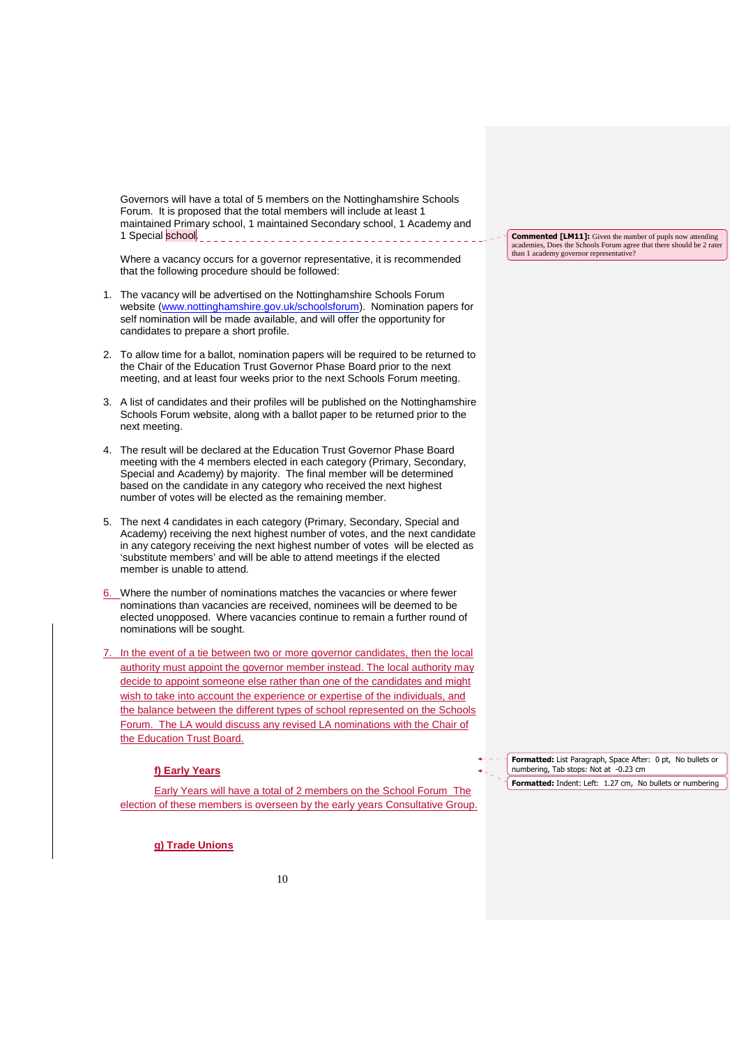Governors will have a total of 5 members on the Nottinghamshire Schools Forum. It is proposed that the total members will include at least 1 maintained Primary school, 1 maintained Secondary school, 1 Academy and 1 Special school.

Where a vacancy occurs for a governor representative, it is recommended that the following procedure should be followed:

1. The vacancy will be advertised on the Nottinghamshire Schools Forum website (www.nottinghamshire.gov.uk/schoolsforum). Nomination papers for self nomination will be made available, and will offer the opportunity for candidates to prepare a short profile.

2. To allow time for a ballot, nomination papers will be required to be returned to the Chair of the Education Trust Governor Phase Board prior to the next meeting, and at least four weeks prior to the next Schools Forum meeting.

3. A list of candidates and their profiles will be published on the Nottinghamshire Schools Forum website, along with a ballot paper to be returned prior to the next meeting.

4. The result will be declared at the Education Trust Governor Phase Board meeting with the 4 members elected in each category (Primary, Secondary, Special and Academy) by majority. The final member will be determined based on the candidate in any category who received the next highest number of votes will be elected as the remaining member.

5. The next 4 candidates in each category (Primary, Secondary, Special and Academy) receiving the next highest number of votes, and the next candidate in any category receiving the next highest number of votes will be elected as 'substitute members' and will be able to attend meetings if the elected member is unable to attend.

6. Where the number of nominations matches the vacancies or where fewer nominations than vacancies are received, nominees will be deemed to be elected unopposed. Where vacancies continue to remain a further round of nominations will be sought.

7. In the event of a tie between two or more governor candidates, then the local authority must appoint the governor member instead. The local authority may decide to appoint someone else rather than one of the candidates and might wish to take into account the experience or expertise of the individuals, and the balance between the different types of school represented on the Schools Forum. The LA would discuss any revised LA nominations with the Chair of the Education Trust Board.

**f) Early Years**

Early Years will have a total of 2 members on the School Forum The election of these members is overseen by the early years Consultative Group.

**g) Trade Unions**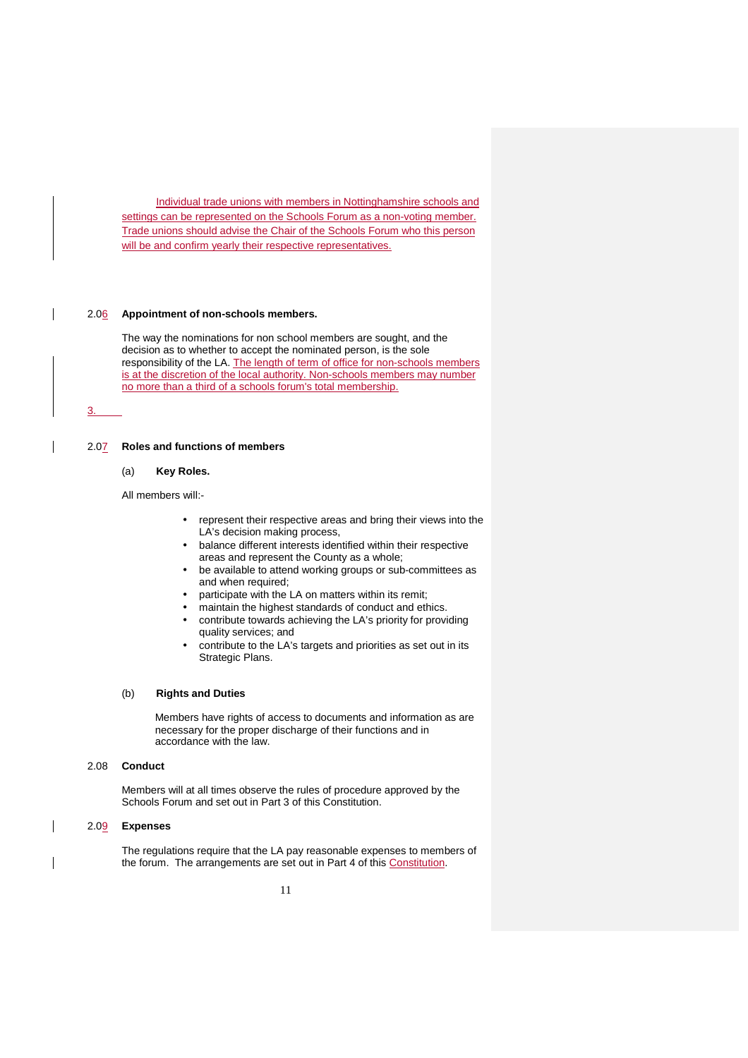Individual trade unions with members in Nottinghamshire schools and settings can be represented on the Schools Forum as a non-voting member. Trade unions should advise the Chair of the Schools Forum who this person will be and confirm yearly their respective representatives.

2.06 **Appointment of non-schools members.**

The way the nominations for non school members are sought, and the decision as to whether to accept the nominated person, is the sole responsibility of the LA. The length of term of office for non-schools members is at the discretion of the local authority. Non-schools members may number no more than a third of a schools forum's total membership.

3.

2.07 **Roles and functions of members**

(a) **Key Roles.**

All members will:-

- represent their respective areas and bring their views into the LA's decision making process,
- balance different interests identified within their respective areas and represent the County as a whole;
- be available to attend working groups or sub-committees as and when required;
- participate with the LA on matters within its remit;
- maintain the highest standards of conduct and ethics.
- contribute towards achieving the LA's priority for providing quality services; and
- contribute to the LA's targets and priorities as set out in its Strategic Plans.

(b) **Rights and Duties**

Members have rights of access to documents and information as are necessary for the proper discharge of their functions and in accordance with the law.

2.08 **Conduct**

Members will at all times observe the rules of procedure approved by the Schools Forum and set out in Part 3 of this Constitution.

2.09 **Expenses**

The regulations require that the LA pay reasonable expenses to members of the forum. The arrangements are set out in Part 4 of this Constitution.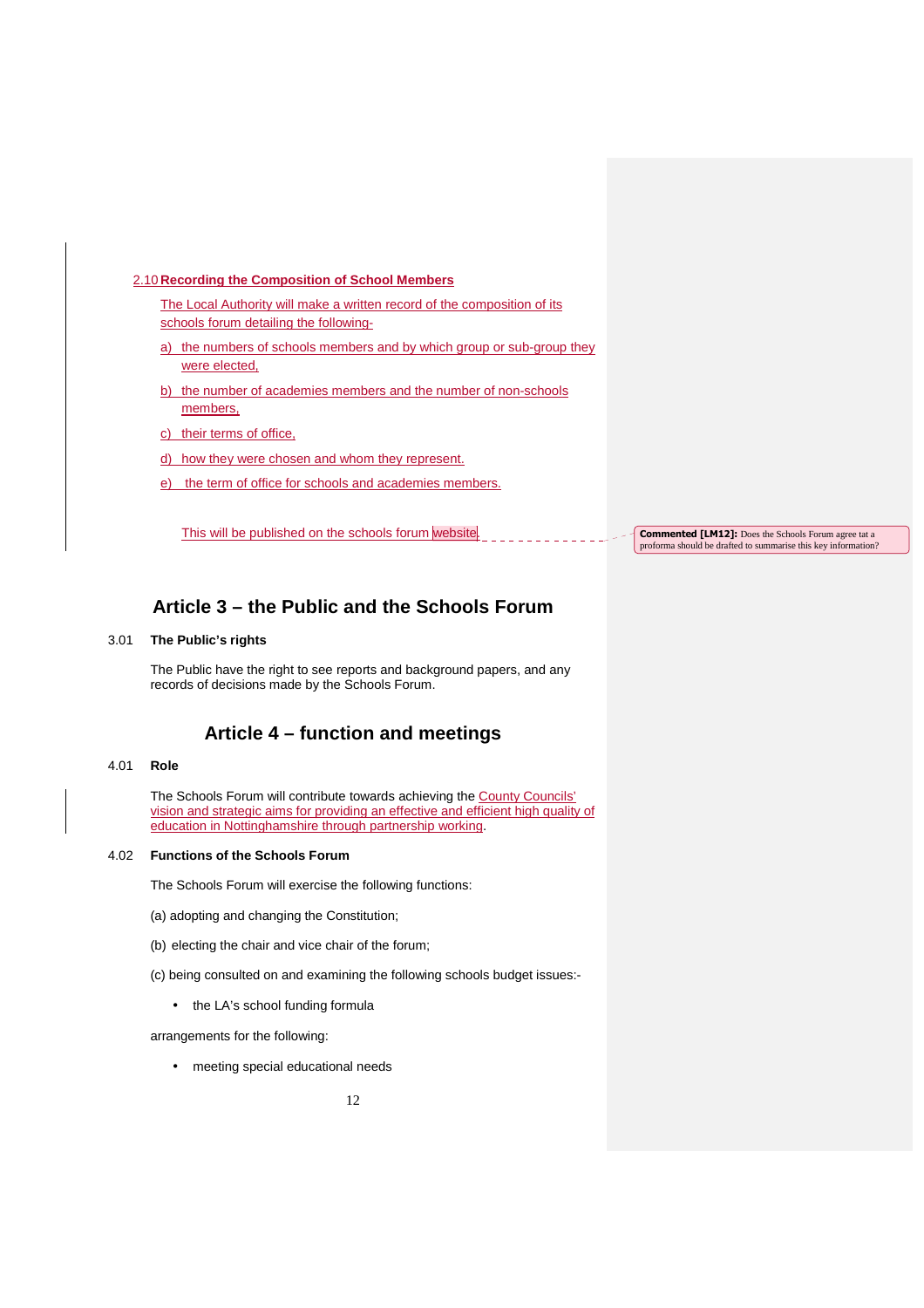### 2.10 Recording the Composition of School Members

The Local Authority will make a written record of the composition of its schools forum detailing the following-

a) the numbers of schools members and by which group or sub-group they were elected,

b) the number of academies members and the number of non-schools members,

c) their terms of office,

d) how they were chosen and whom they represent.

e) the term of office for schools and academies members.

This will be published on the schools forum website.

**Commented [LM12]:** Does the Schools Forum agree tat a proforma should be drafted to summarise this key information?

## Article 3 – the Public and the Schools Forum

3.01 **The Public's rights**

The Public have the right to see reports and background papers, and any records of decisions made by the Schools Forum.

## Article 4 – function and meetings

4.01 **Role**

The Schools Forum will contribute towards achieving the County Councils' vision and strategic aims for providing an effective and efficient high quality of education in Nottinghamshire through partnership working.

4.02 **Functions of the Schools Forum**

The Schools Forum will exercise the following functions:

(a) adopting and changing the Constitution;

(b) electing the chair and vice chair of the forum;

(c) being consulted on and examining the following schools budget issues:-

- the LA's school funding formula

arrangements for the following:

- meeting special educational needs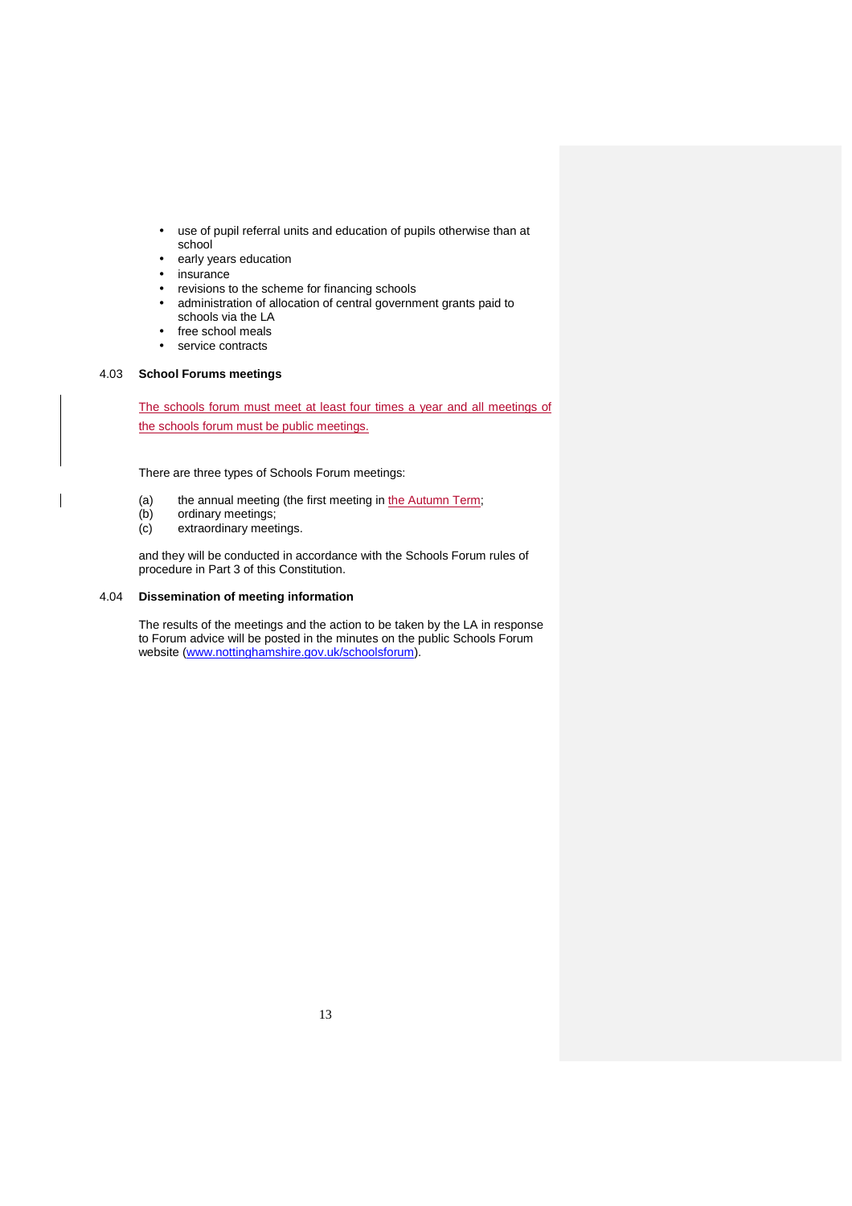- use of pupil referral units and education of pupils otherwise than at school
- early years education
- insurance
- revisions to the scheme for financing schools
- administration of allocation of central government grants paid to schools via the LA
- free school meals
- service contracts

### 4.03 School Forums meetings

The schools forum must meet at least four times a year and all meetings of the schools forum must be public meetings.

There are three types of Schools Forum meetings:

(a) the annual meeting (the first meeting in the Autumn Term;
(b) ordinary meetings;
(c) extraordinary meetings.

and they will be conducted in accordance with the Schools Forum rules of procedure in Part 3 of this Constitution.

### 4.04 Dissemination of meeting information

The results of the meetings and the action to be taken by the LA in response to Forum advice will be posted in the minutes on the public Schools Forum website (www.nottinghamshire.gov.uk/schoolsforum).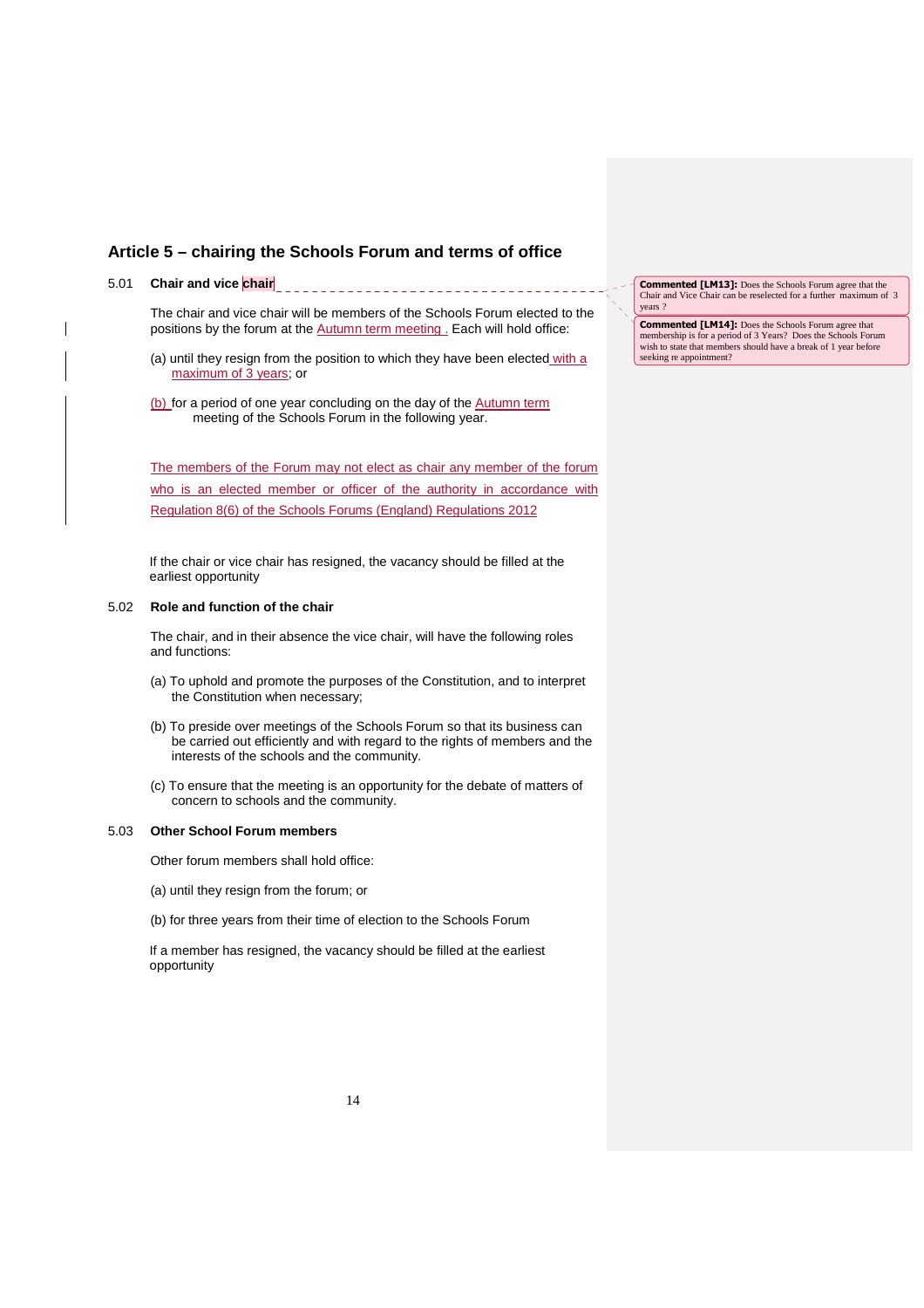## Article 5 – chairing the Schools Forum and terms of office

5.01 **Chair and vice chair**

The chair and vice chair will be members of the Schools Forum elected to the positions by the forum at the Autumn term meeting . Each will hold office:

(a) until they resign from the position to which they have been elected with a maximum of 3 years; or

(b) for a period of one year concluding on the day of the Autumn term meeting of the Schools Forum in the following year.

The members of the Forum may not elect as chair any member of the forum who is an elected member or officer of the authority in accordance with Regulation 8(6) of the Schools Forums (England) Regulations 2012

If the chair or vice chair has resigned, the vacancy should be filled at the earliest opportunity

**Commented [LM13]:** Does the Schools Forum agree that the Chair and Vice Chair can be reselected for a further maximum of 3 years ?

**Commented [LM14]:** Does the Schools Forum agree that membership is for a period of 3 Years? Does the Schools Forum wish to state that members should have a break of 1 year before seeking re appointment?

5.02 **Role and function of the chair**

The chair, and in their absence the vice chair, will have the following roles and functions:

(a) To uphold and promote the purposes of the Constitution, and to interpret the Constitution when necessary;

(b) To preside over meetings of the Schools Forum so that its business can be carried out efficiently and with regard to the rights of members and the interests of the schools and the community.

(c) To ensure that the meeting is an opportunity for the debate of matters of concern to schools and the community.

5.03 **Other School Forum members**

Other forum members shall hold office:

(a) until they resign from the forum; or

(b) for three years from their time of election to the Schools Forum

If a member has resigned, the vacancy should be filled at the earliest opportunity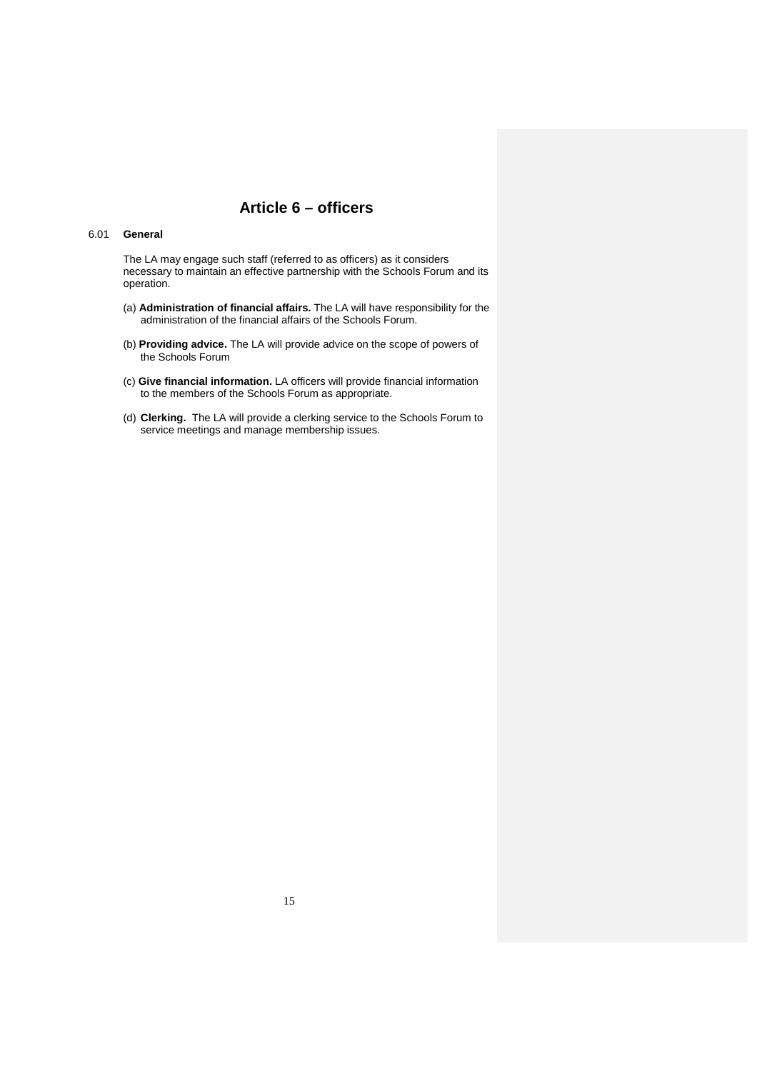# Article 6 – officers

6.01 **General**

The LA may engage such staff (referred to as officers) as it considers necessary to maintain an effective partnership with the Schools Forum and its operation.

(a) **Administration of financial affairs.** The LA will have responsibility for the administration of the financial affairs of the Schools Forum.

(b) **Providing advice.** The LA will provide advice on the scope of powers of the Schools Forum

(c) **Give financial information.** LA officers will provide financial information to the members of the Schools Forum as appropriate.

(d) **Clerking.** The LA will provide a clerking service to the Schools Forum to service meetings and manage membership issues.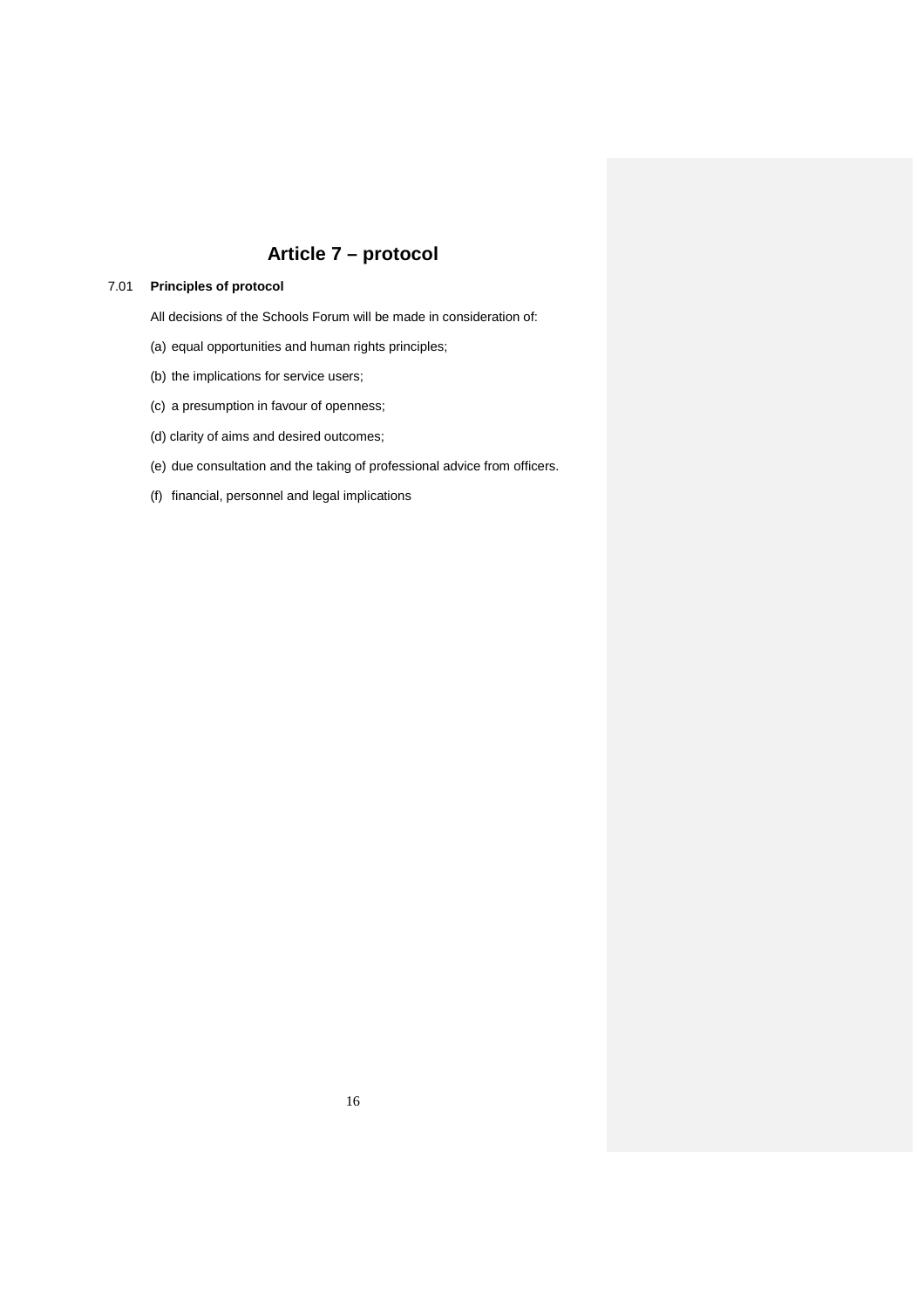# Article 7 – protocol

## 7.01 **Principles of protocol**

All decisions of the Schools Forum will be made in consideration of:

(a) equal opportunities and human rights principles;

(b) the implications for service users;

(c) a presumption in favour of openness;

(d) clarity of aims and desired outcomes;

(e) due consultation and the taking of professional advice from officers.

(f) financial, personnel and legal implications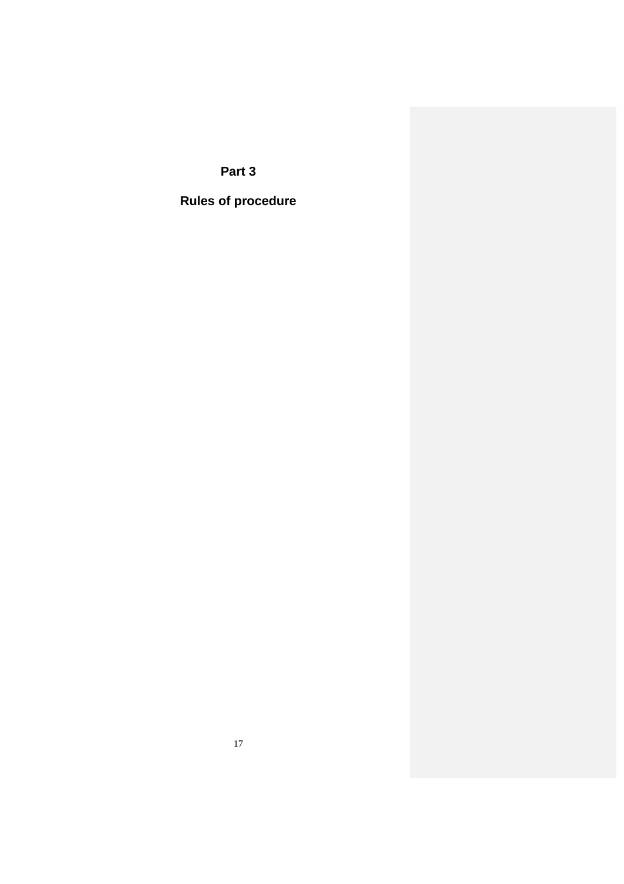# Part 3

# Rules of procedure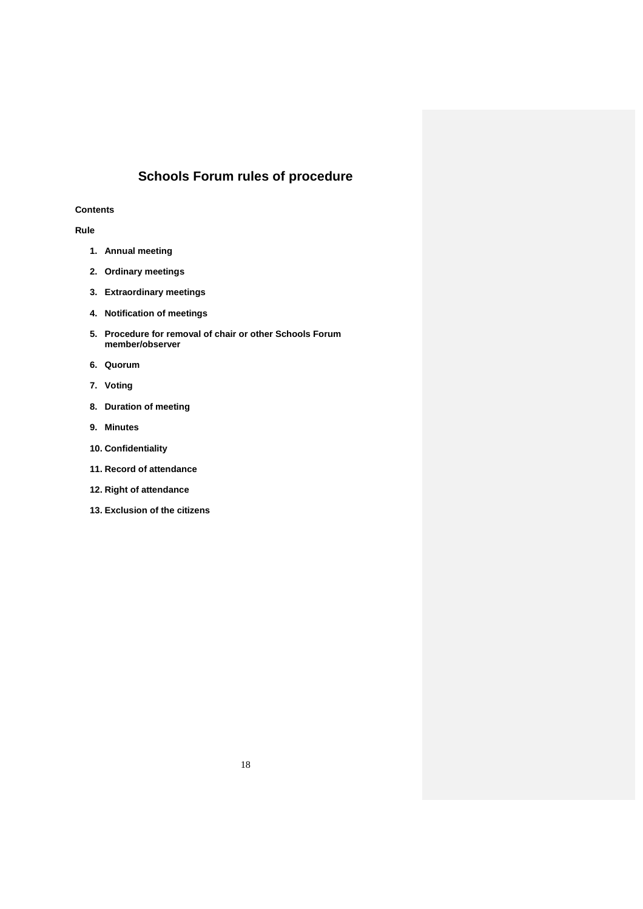# Schools Forum rules of procedure

**Contents**

**Rule**

1. **Annual meeting**
2. **Ordinary meetings**
3. **Extraordinary meetings**
4. **Notification of meetings**
5. **Procedure for removal of chair or other Schools Forum member/observer**
6. **Quorum**
7. **Voting**
8. **Duration of meeting**
9. **Minutes**
10. **Confidentiality**
11. **Record of attendance**
12. **Right of attendance**
13. **Exclusion of the citizens**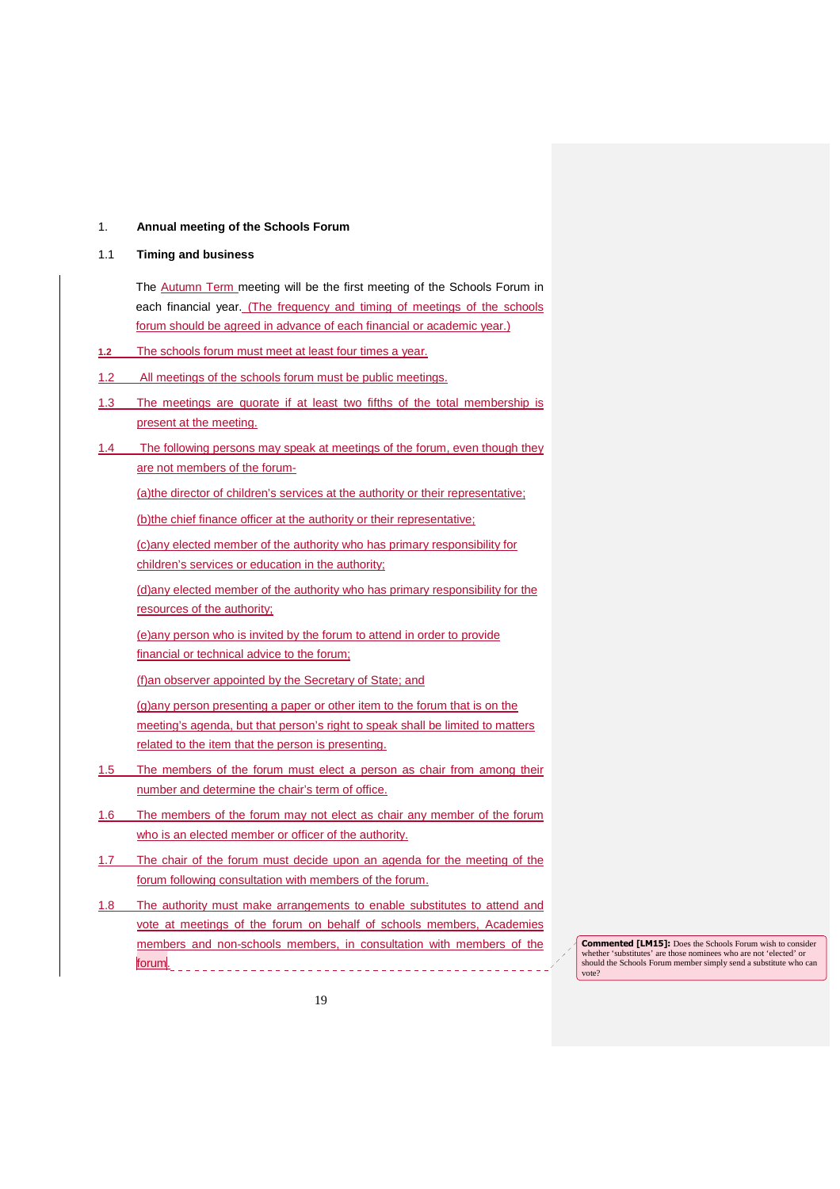1. **Annual meeting of the Schools Forum**

1.1 **Timing and business**

The Autumn Term meeting will be the first meeting of the Schools Forum in each financial year. (The frequency and timing of meetings of the schools forum should be agreed in advance of each financial or academic year.)

1.2 The schools forum must meet at least four times a year.

1.2 All meetings of the schools forum must be public meetings.

1.3 The meetings are quorate if at least two fifths of the total membership is present at the meeting.

1.4 The following persons may speak at meetings of the forum, even though they are not members of the forum-

(a)the director of children's services at the authority or their representative;

(b)the chief finance officer at the authority or their representative;

(c)any elected member of the authority who has primary responsibility for children's services or education in the authority;

(d)any elected member of the authority who has primary responsibility for the resources of the authority;

(e)any person who is invited by the forum to attend in order to provide financial or technical advice to the forum;

(f)an observer appointed by the Secretary of State; and

(g)any person presenting a paper or other item to the forum that is on the meeting's agenda, but that person's right to speak shall be limited to matters related to the item that the person is presenting.

1.5 The members of the forum must elect a person as chair from among their number and determine the chair's term of office.

1.6 The members of the forum may not elect as chair any member of the forum who is an elected member or officer of the authority.

1.7 The chair of the forum must decide upon an agenda for the meeting of the forum following consultation with members of the forum.

1.8 The authority must make arrangements to enable substitutes to attend and vote at meetings of the forum on behalf of schools members, Academies members and non-schools members, in consultation with members of the forum.

**Commented [LM15]:** Does the Schools Forum wish to consider whether 'substitutes' are those nominees who are not 'elected' or should the Schools Forum member simply send a substitute who can vote?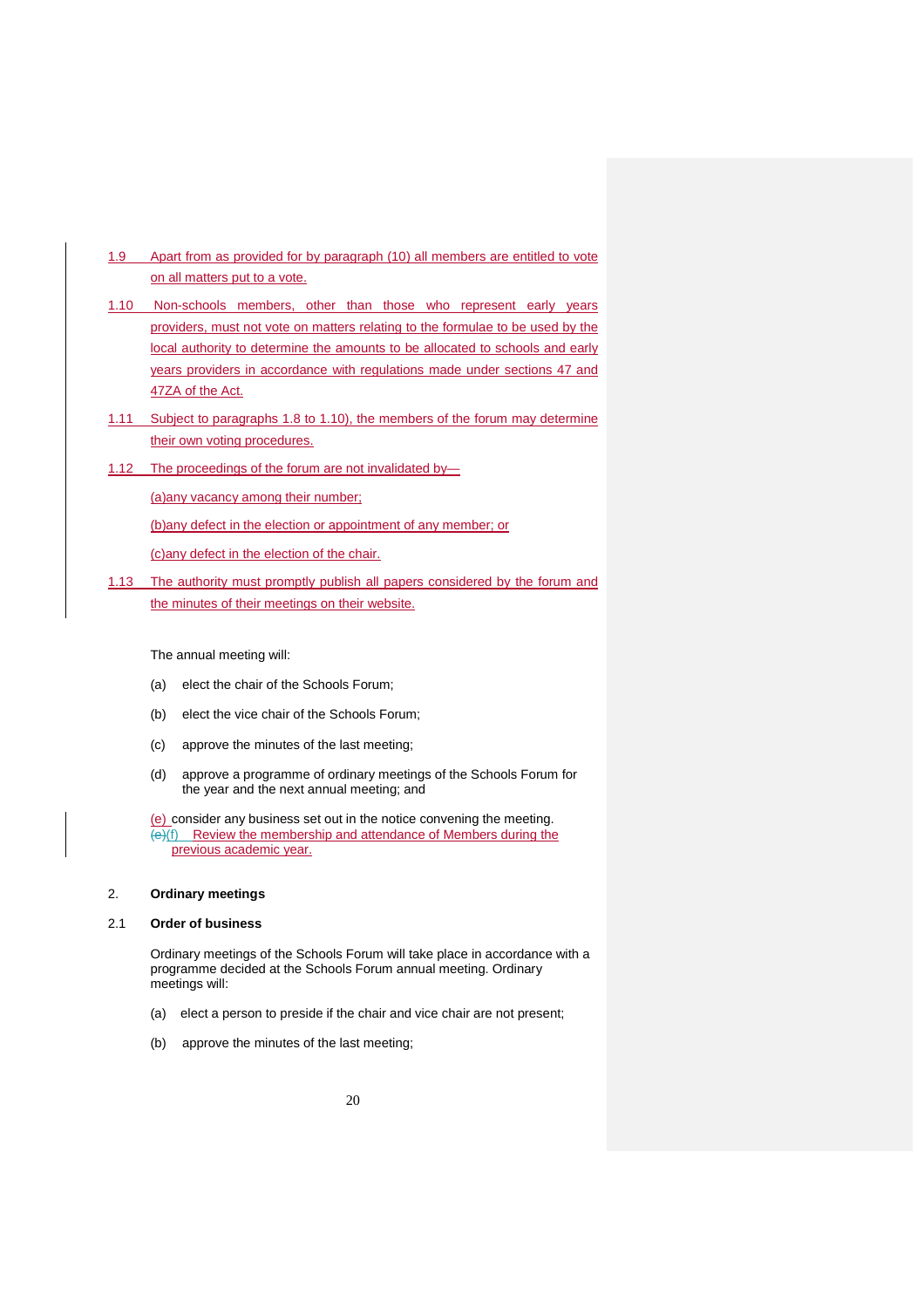1.9 Apart from as provided for by paragraph (10) all members are entitled to vote on all matters put to a vote.

1.10 Non-schools members, other than those who represent early years providers, must not vote on matters relating to the formulae to be used by the local authority to determine the amounts to be allocated to schools and early years providers in accordance with regulations made under sections 47 and 47ZA of the Act.

1.11 Subject to paragraphs 1.8 to 1.10), the members of the forum may determine their own voting procedures.

1.12 The proceedings of the forum are not invalidated by—

(a)any vacancy among their number;

(b)any defect in the election or appointment of any member; or

(c)any defect in the election of the chair.

1.13 The authority must promptly publish all papers considered by the forum and the minutes of their meetings on their website.

The annual meeting will:

(a) elect the chair of the Schools Forum;

(b) elect the vice chair of the Schools Forum;

(c) approve the minutes of the last meeting;

(d) approve a programme of ordinary meetings of the Schools Forum for the year and the next annual meeting; and

(e) consider any business set out in the notice convening the meeting.

~~(e)~~(f) Review the membership and attendance of Members during the previous academic year.

2. **Ordinary meetings**

2.1 **Order of business**

Ordinary meetings of the Schools Forum will take place in accordance with a programme decided at the Schools Forum annual meeting. Ordinary meetings will:

(a) elect a person to preside if the chair and vice chair are not present;

(b) approve the minutes of the last meeting;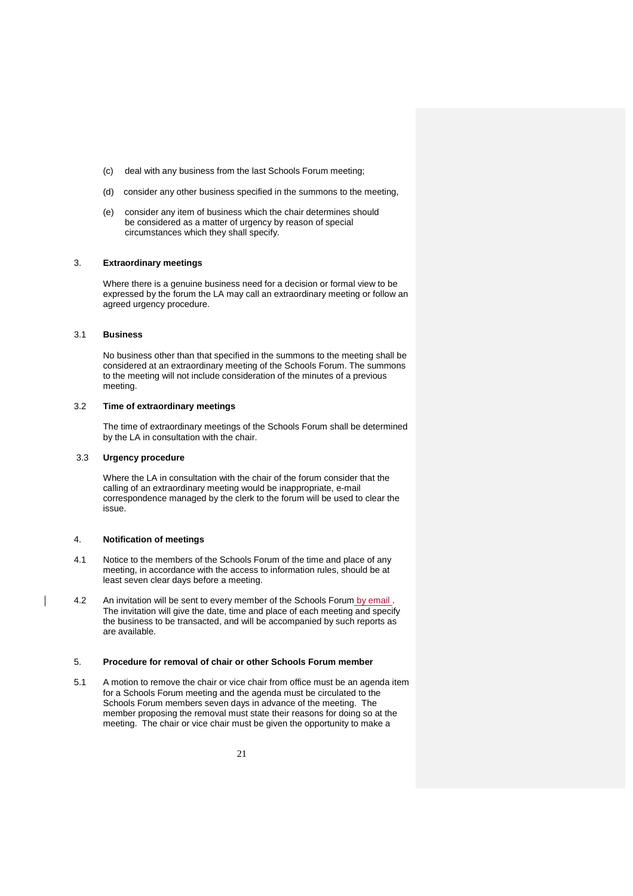(c) deal with any business from the last Schools Forum meeting;

(d) consider any other business specified in the summons to the meeting,

(e) consider any item of business which the chair determines should be considered as a matter of urgency by reason of special circumstances which they shall specify.

## 3. Extraordinary meetings

Where there is a genuine business need for a decision or formal view to be expressed by the forum the LA may call an extraordinary meeting or follow an agreed urgency procedure.

### 3.1 Business

No business other than that specified in the summons to the meeting shall be considered at an extraordinary meeting of the Schools Forum. The summons to the meeting will not include consideration of the minutes of a previous meeting.

### 3.2 Time of extraordinary meetings

The time of extraordinary meetings of the Schools Forum shall be determined by the LA in consultation with the chair.

### 3.3 Urgency procedure

Where the LA in consultation with the chair of the forum consider that the calling of an extraordinary meeting would be inappropriate, e-mail correspondence managed by the clerk to the forum will be used to clear the issue.

## 4. Notification of meetings

4.1 Notice to the members of the Schools Forum of the time and place of any meeting, in accordance with the access to information rules, should be at least seven clear days before a meeting.

4.2 An invitation will be sent to every member of the Schools Forum by email. The invitation will give the date, time and place of each meeting and specify the business to be transacted, and will be accompanied by such reports as are available.

## 5. Procedure for removal of chair or other Schools Forum member

5.1 A motion to remove the chair or vice chair from office must be an agenda item for a Schools Forum meeting and the agenda must be circulated to the Schools Forum members seven days in advance of the meeting. The member proposing the removal must state their reasons for doing so at the meeting. The chair or vice chair must be given the opportunity to make a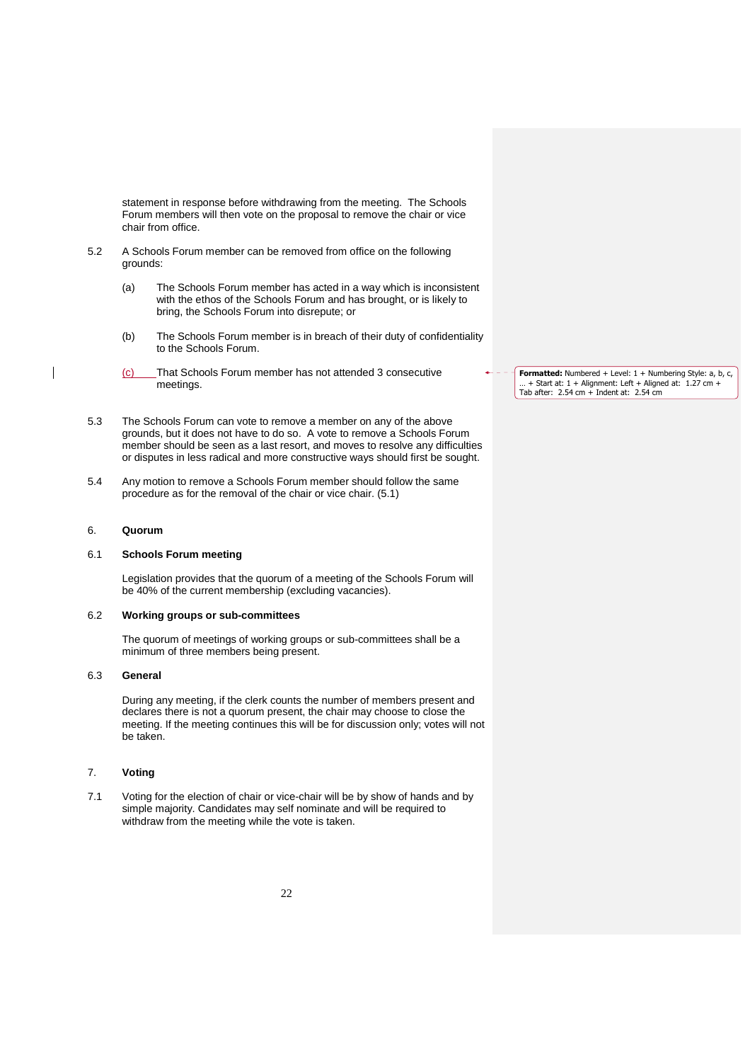statement in response before withdrawing from the meeting. The Schools Forum members will then vote on the proposal to remove the chair or vice chair from office.

5.2 A Schools Forum member can be removed from office on the following grounds:

(a) The Schools Forum member has acted in a way which is inconsistent with the ethos of the Schools Forum and has brought, or is likely to bring, the Schools Forum into disrepute; or

(b) The Schools Forum member is in breach of their duty of confidentiality to the Schools Forum.

(c) That Schools Forum member has not attended 3 consecutive meetings.

5.3 The Schools Forum can vote to remove a member on any of the above grounds, but it does not have to do so. A vote to remove a Schools Forum member should be seen as a last resort, and moves to resolve any difficulties or disputes in less radical and more constructive ways should first be sought.

5.4 Any motion to remove a Schools Forum member should follow the same procedure as for the removal of the chair or vice chair. (5.1)

## 6. Quorum

### 6.1 Schools Forum meeting

Legislation provides that the quorum of a meeting of the Schools Forum will be 40% of the current membership (excluding vacancies).

### 6.2 Working groups or sub-committees

The quorum of meetings of working groups or sub-committees shall be a minimum of three members being present.

### 6.3 General

During any meeting, if the clerk counts the number of members present and declares there is not a quorum present, the chair may choose to close the meeting. If the meeting continues this will be for discussion only; votes will not be taken.

## 7. Voting

7.1 Voting for the election of chair or vice-chair will be by show of hands and by simple majority. Candidates may self nominate and will be required to withdraw from the meeting while the vote is taken.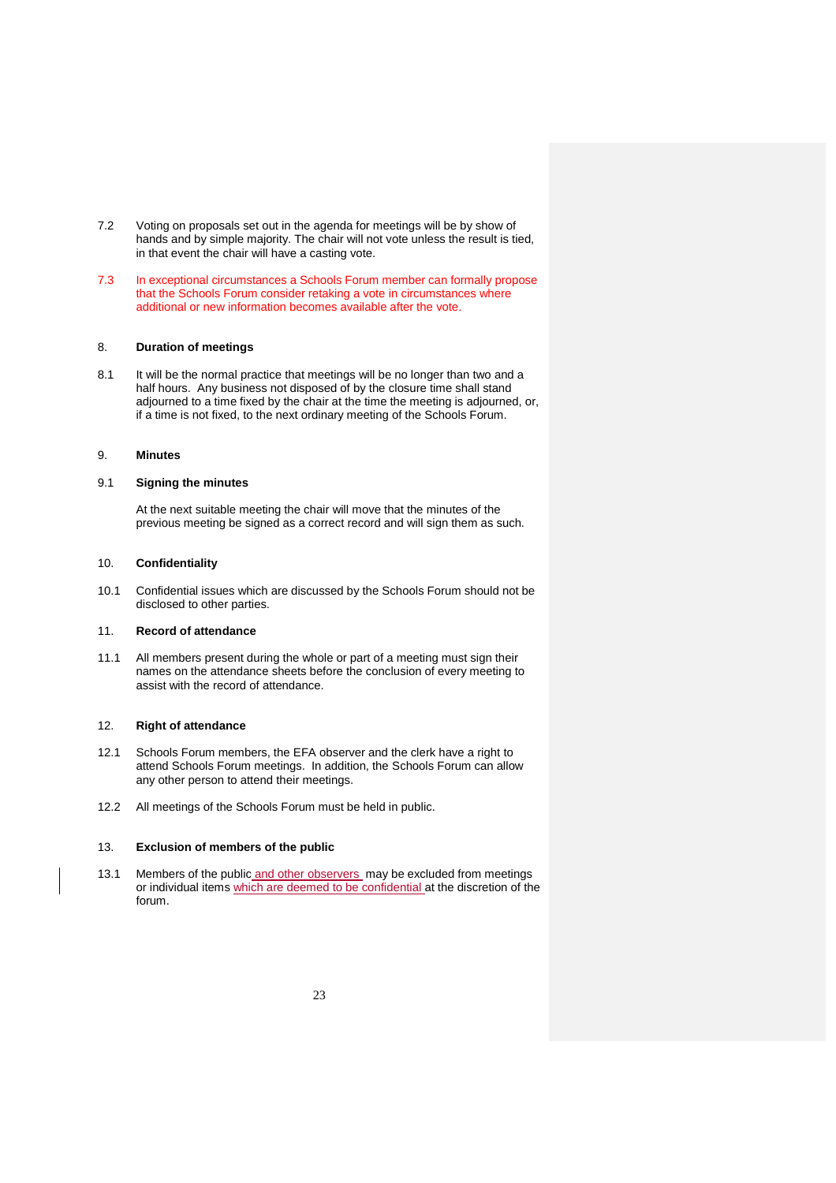7.2 Voting on proposals set out in the agenda for meetings will be by show of hands and by simple majority. The chair will not vote unless the result is tied, in that event the chair will have a casting vote.

7.3 In exceptional circumstances a Schools Forum member can formally propose that the Schools Forum consider retaking a vote in circumstances where additional or new information becomes available after the vote.

8. **Duration of meetings**

8.1 It will be the normal practice that meetings will be no longer than two and a half hours. Any business not disposed of by the closure time shall stand adjourned to a time fixed by the chair at the time the meeting is adjourned, or, if a time is not fixed, to the next ordinary meeting of the Schools Forum.

9. **Minutes**

9.1 **Signing the minutes**

At the next suitable meeting the chair will move that the minutes of the previous meeting be signed as a correct record and will sign them as such.

10. **Confidentiality**

10.1 Confidential issues which are discussed by the Schools Forum should not be disclosed to other parties.

11. **Record of attendance**

11.1 All members present during the whole or part of a meeting must sign their names on the attendance sheets before the conclusion of every meeting to assist with the record of attendance.

12. **Right of attendance**

12.1 Schools Forum members, the EFA observer and the clerk have a right to attend Schools Forum meetings. In addition, the Schools Forum can allow any other person to attend their meetings.

12.2 All meetings of the Schools Forum must be held in public.

13. **Exclusion of members of the public**

13.1 Members of the public and other observers may be excluded from meetings or individual items which are deemed to be confidential at the discretion of the forum.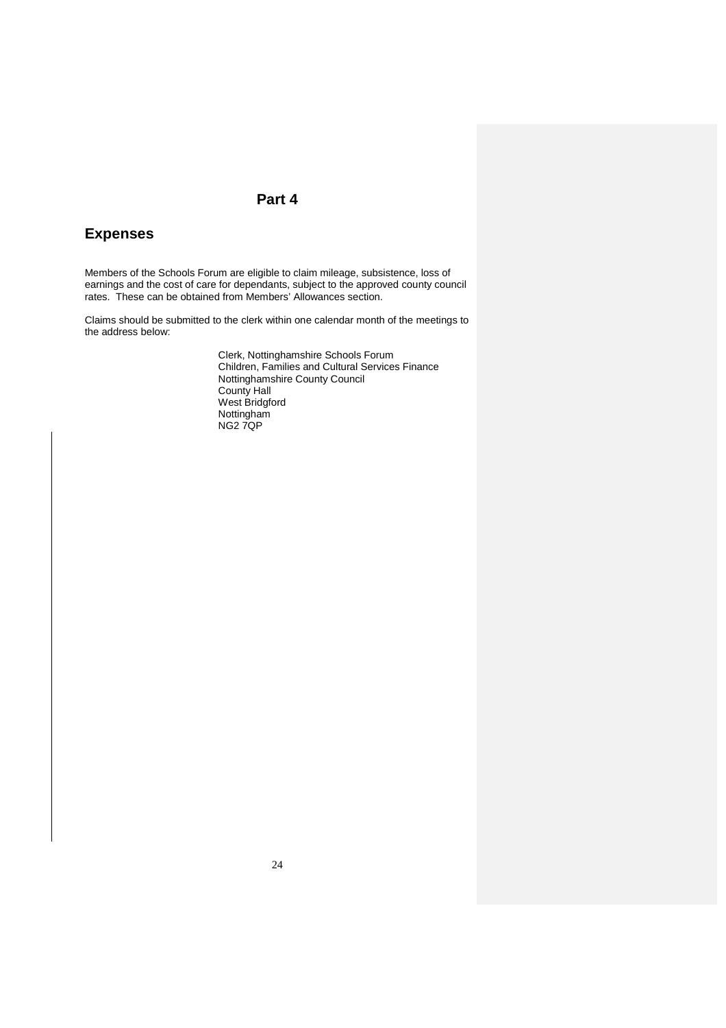# Part 4

## Expenses

Members of the Schools Forum are eligible to claim mileage, subsistence, loss of earnings and the cost of care for dependants, subject to the approved county council rates. These can be obtained from Members' Allowances section.

Claims should be submitted to the clerk within one calendar month of the meetings to the address below:

Clerk, Nottinghamshire Schools Forum
Children, Families and Cultural Services Finance
Nottinghamshire County Council
County Hall
West Bridgford
Nottingham
NG2 7QP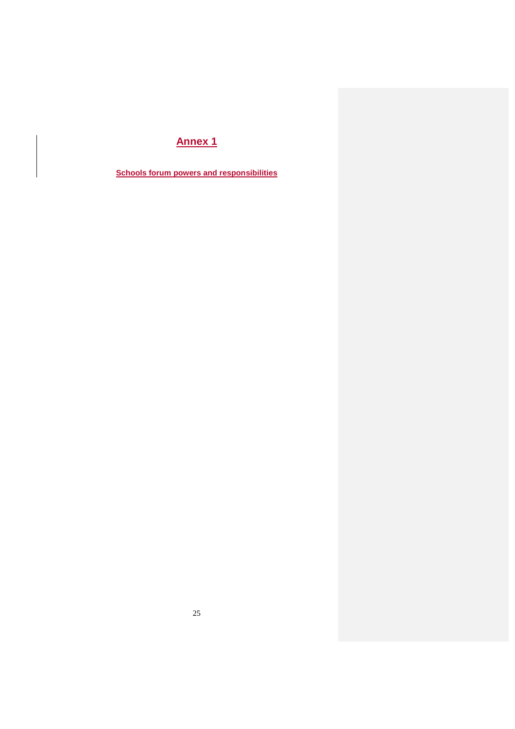# Annex 1

## Schools forum powers and responsibilities